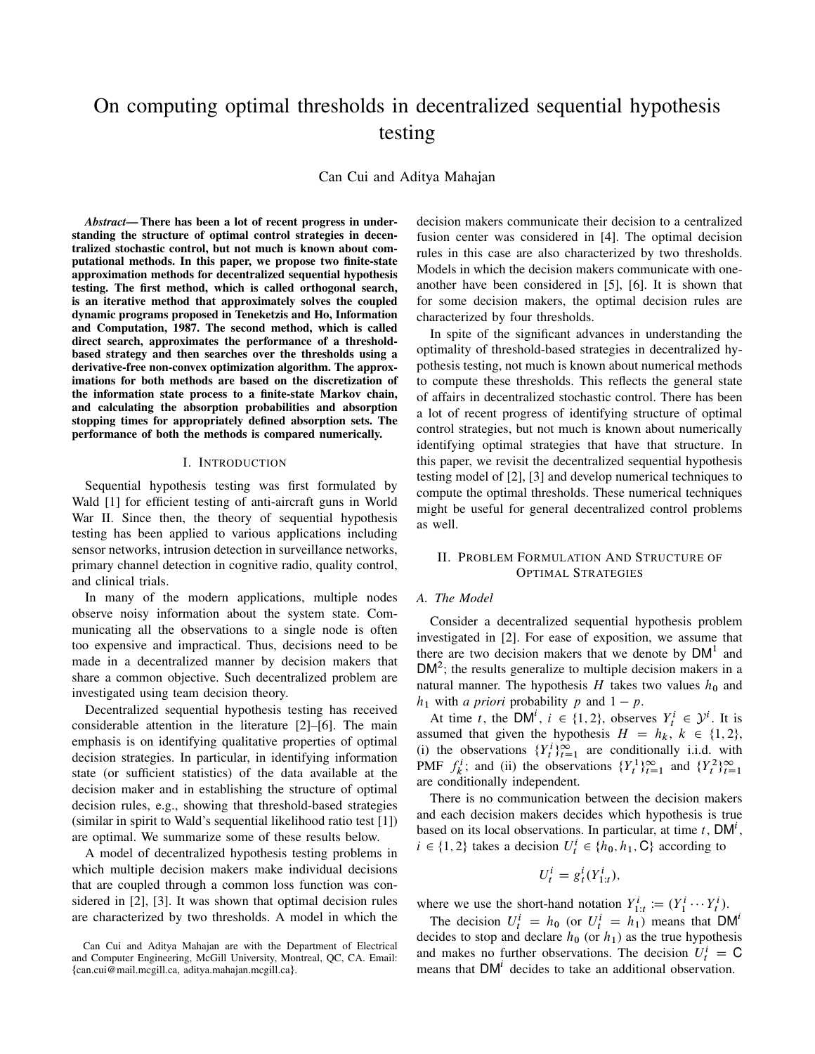# On computing optimal thresholds in decentralized sequential hypothesis testing

Can Cui and Aditya Mahajan

***Abstract*— There has been a lot of recent progress in understanding the structure of optimal control strategies in decentralized stochastic control, but not much is known about computational methods. In this paper, we propose two finite-state approximation methods for decentralized sequential hypothesis testing. The first method, which is called orthogonal search, is an iterative method that approximately solves the coupled dynamic programs proposed in Teneketzis and Ho, Information and Computation, 1987. The second method, which is called direct search, approximates the performance of a threshold-based strategy and then searches over the thresholds using a derivative-free non-convex optimization algorithm. The approximations for both methods are based on the discretization of the information state process to a finite-state Markov chain, and calculating the absorption probabilities and absorption stopping times for appropriately defined absorption sets. The performance of both the methods is compared numerically.**

## I. Introduction

Sequential hypothesis testing was first formulated by Wald [1] for efficient testing of anti-aircraft guns in World War II. Since then, the theory of sequential hypothesis testing has been applied to various applications including sensor networks, intrusion detection in surveillance networks, primary channel detection in cognitive radio, quality control, and clinical trials.

In many of the modern applications, multiple nodes observe noisy information about the system state. Communicating all the observations to a single node is often too expensive and impractical. Thus, decisions need to be made in a decentralized manner by decision makers that share a common objective. Such decentralized problem are investigated using team decision theory.

Decentralized sequential hypothesis testing has received considerable attention in the literature [2]–[6]. The main emphasis is on identifying qualitative properties of optimal decision strategies. In particular, in identifying information state (or sufficient statistics) of the data available at the decision maker and in establishing the structure of optimal decision rules, e.g., showing that threshold-based strategies (similar in spirit to Wald's sequential likelihood ratio test [1]) are optimal. We summarize some of these results below.

A model of decentralized hypothesis testing problems in which multiple decision makers make individual decisions that are coupled through a common loss function was considered in [2], [3]. It was shown that optimal decision rules are characterized by two thresholds. A model in which the decision makers communicate their decision to a centralized fusion center was considered in [4]. The optimal decision rules in this case are also characterized by two thresholds. Models in which the decision makers communicate with one-another have been considered in [5], [6]. It is shown that for some decision makers, the optimal decision rules are characterized by four thresholds.

In spite of the significant advances in understanding the optimality of threshold-based strategies in decentralized hypothesis testing, not much is known about numerical methods to compute these thresholds. This reflects the general state of affairs in decentralized stochastic control. There has been a lot of recent progress of identifying structure of optimal control strategies, but not much is known about numerically identifying optimal strategies that have that structure. In this paper, we revisit the decentralized sequential hypothesis testing model of [2], [3] and develop numerical techniques to compute the optimal thresholds. These numerical techniques might be useful for general decentralized control problems as well.

## II. Problem Formulation And Structure of Optimal Strategies

### *A. The Model*

Consider a decentralized sequential hypothesis problem investigated in [2]. For ease of exposition, we assume that there are two decision makers that we denote by $\mathsf{DM}^1$ and $\mathsf{DM}^2$; the results generalize to multiple decision makers in a natural manner. The hypothesis $H$ takes two values $h_0$ and $h_1$ with *a priori* probability $p$ and $1 - p$.

At time $t$, the $\mathsf{DM}^i$, $i \in \{1, 2\}$, observes $Y_t^i \in \mathcal{Y}^i$. It is assumed that given the hypothesis $H = h_k$, $k \in \{1, 2\}$, (i) the observations $\{Y_t^i\}_{t=1}^{\infty}$ are conditionally i.i.d. with PMF $f_k^i$; and (ii) the observations $\{Y_t^1\}_{t=1}^{\infty}$ and $\{Y_t^2\}_{t=1}^{\infty}$ are conditionally independent.

There is no communication between the decision makers and each decision makers decides which hypothesis is true based on its local observations. In particular, at time $t$, $\mathsf{DM}^i$, $i \in \{1, 2\}$ takes a decision $U_t^i \in \{h_0, h_1, \mathsf{C}\}$ according to

$$U_t^i = g_t^i(Y_{1:t}^i),$$

where we use the short-hand notation $Y_{1:t}^i := (Y_1^i \cdots Y_t^i)$.

The decision $U_t^i = h_0$ (or $U_t^i = h_1$) means that $\mathsf{DM}^i$ decides to stop and declare $h_0$ (or $h_1$) as the true hypothesis and makes no further observations. The decision $U_t^i = \mathsf{C}$ means that $\mathsf{DM}^i$ decides to take an additional observation.

Can Cui and Aditya Mahajan are with the Department of Electrical and Computer Engineering, McGill University, Montreal, QC, CA. Email: {can.cui@mail.mcgill.ca, aditya.mahajan.mcgill.ca}.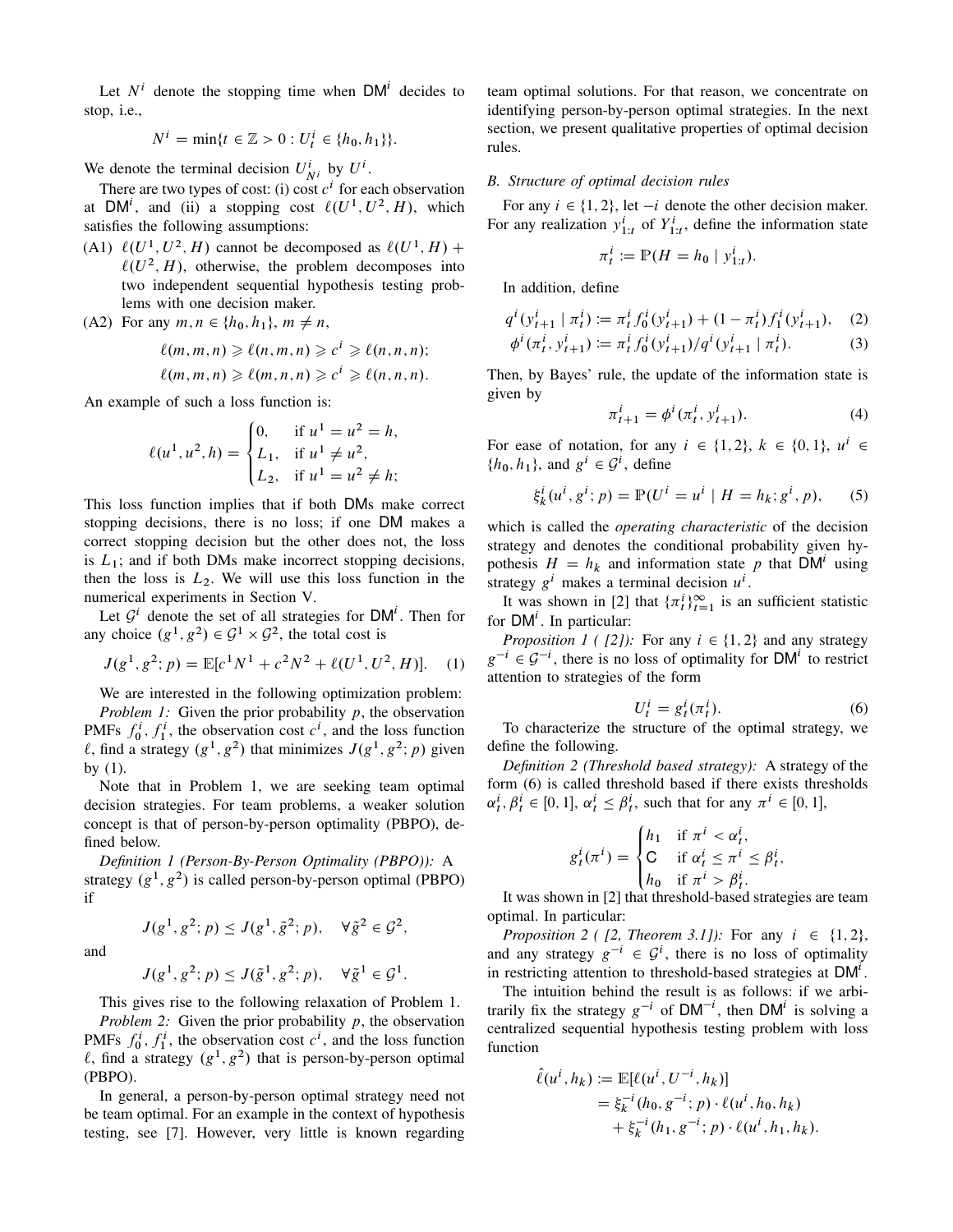Let $N^i$ denote the stopping time when $\mathsf{DM}^i$ decides to stop, i.e.,

$$N^i = \min\{t \in \mathbb{Z} > 0 : U_t^i \in \{h_0, h_1\}\}.$$

We denote the terminal decision $U_{N^i}^i$ by $U^i$.

There are two types of cost: (i) cost $c^i$ for each observation at $\mathsf{DM}^i$, and (ii) a stopping cost $\ell(U^1, U^2, H)$, which satisfies the following assumptions:

(A1) $\ell(U^1, U^2, H)$ cannot be decomposed as $\ell(U^1, H) + \ell(U^2, H)$, otherwise, the problem decomposes into two independent sequential hypothesis testing problems with one decision maker.

(A2) For any $m, n \in \{h_0, h_1\}$, $m \neq n$,

$$\ell(m, m, n) \geqslant \ell(n, m, n) \geqslant c^i \geqslant \ell(n, n, n);$$
$$\ell(m, m, n) \geqslant \ell(m, n, n) \geqslant c^i \geqslant \ell(n, n, n).$$

An example of such a loss function is:

$$\ell(u^1, u^2, h) = \begin{cases} 0, & \text{if } u^1 = u^2 = h, \\ L_1, & \text{if } u^1 \neq u^2, \\ L_2, & \text{if } u^1 = u^2 \neq h; \end{cases}$$

This loss function implies that if both DMs make correct stopping decisions, there is no loss; if one DM makes a correct stopping decision but the other does not, the loss is $L_1$; and if both DMs make incorrect stopping decisions, then the loss is $L_2$. We will use this loss function in the numerical experiments in Section V.

Let $\mathcal{G}^i$ denote the set of all strategies for $\mathsf{DM}^i$. Then for any choice $(g^1, g^2) \in \mathcal{G}^1 \times \mathcal{G}^2$, the total cost is

$$J(g^1, g^2; p) = \mathbb{E}[c^1 N^1 + c^2 N^2 + \ell(U^1, U^2, H)]. \quad (1)$$

We are interested in the following optimization problem:

*Problem 1:* Given the prior probability $p$, the observation PMFs $f_0^i, f_1^i$, the observation cost $c^i$, and the loss function $\ell$, find a strategy $(g^1, g^2)$ that minimizes $J(g^1, g^2; p)$ given by (1).

Note that in Problem 1, we are seeking team optimal decision strategies. For team problems, a weaker solution concept is that of person-by-person optimality (PBPO), defined below.

*Definition 1 (Person-By-Person Optimality (PBPO)):* A strategy $(g^1, g^2)$ is called person-by-person optimal (PBPO) if

$$J(g^1, g^2; p) \leq J(g^1, \tilde{g}^2; p), \quad \forall \tilde{g}^2 \in \mathcal{G}^2,$$

and

$$J(g^1, g^2; p) \leq J(\tilde{g}^1, g^2; p), \quad \forall \tilde{g}^1 \in \mathcal{G}^1.$$

This gives rise to the following relaxation of Problem 1.

*Problem 2:* Given the prior probability $p$, the observation PMFs $f_0^i, f_1^i$, the observation cost $c^i$, and the loss function $\ell$, find a strategy $(g^1, g^2)$ that is person-by-person optimal (PBPO).

In general, a person-by-person optimal strategy need not be team optimal. For an example in the context of hypothesis testing, see [7]. However, very little is known regarding team optimal solutions. For that reason, we concentrate on identifying person-by-person optimal strategies. In the next section, we present qualitative properties of optimal decision rules.

### B. Structure of optimal decision rules

For any $i \in \{1, 2\}$, let $-i$ denote the other decision maker. For any realization $y_{1:t}^i$ of $Y_{1:t}^i$, define the information state

$$\pi_t^i := \mathbb{P}(H = h_0 \mid y_{1:t}^i).$$

In addition, define

$$q^i(y_{t+1}^i \mid \pi_t^i) := \pi_t^i f_0^i(y_{t+1}^i) + (1 - \pi_t^i) f_1^i(y_{t+1}^i), \quad (2)$$
$$\phi^i(\pi_t^i, y_{t+1}^i) := \pi_t^i f_0^i(y_{t+1}^i) / q^i(y_{t+1}^i \mid \pi_t^i). \quad (3)$$

Then, by Bayes' rule, the update of the information state is given by

$$\pi_{t+1}^i = \phi^i(\pi_t^i, y_{t+1}^i). \quad (4)$$

For ease of notation, for any $i \in \{1, 2\}$, $k \in \{0, 1\}$, $u^i \in \{h_0, h_1\}$, and $g^i \in \mathcal{G}^i$, define

$$\xi_k^i(u^i, g^i; p) = \mathbb{P}(U^i = u^i \mid H = h_k; g^i, p), \quad (5)$$

which is called the *operating characteristic* of the decision strategy and denotes the conditional probability given hypothesis $H = h_k$ and information state $p$ that $\mathsf{DM}^i$ using strategy $g^i$ makes a terminal decision $u^i$.

It was shown in [2] that $\{\pi_t^i\}_{t=1}^{\infty}$ is an sufficient statistic for $\mathsf{DM}^i$. In particular:

*Proposition 1 ( [2]):* For any $i \in \{1, 2\}$ and any strategy $g^{-i} \in \mathcal{G}^{-i}$, there is no loss of optimality for $\mathsf{DM}^i$ to restrict attention to strategies of the form

$$U_t^i = g_t^i(\pi_t^i). \quad (6)$$

To characterize the structure of the optimal strategy, we define the following.

*Definition 2 (Threshold based strategy):* A strategy of the form (6) is called threshold based if there exists thresholds $\alpha_t^i, \beta_t^i \in [0, 1]$, $\alpha_t^i \leq \beta_t^i$, such that for any $\pi^i \in [0, 1]$,

$$g_t^i(\pi^i) = \begin{cases} h_1 & \text{if } \pi^i < \alpha_t^i, \\ \mathsf{C} & \text{if } \alpha_t^i \leq \pi^i \leq \beta_t^i, \\ h_0 & \text{if } \pi^i > \beta_t^i. \end{cases}$$

It was shown in [2] that threshold-based strategies are team optimal. In particular:

*Proposition 2 ( [2, Theorem 3.1]):* For any $i \in \{1, 2\}$, and any strategy $g^{-i} \in \mathcal{G}^i$, there is no loss of optimality in restricting attention to threshold-based strategies at $\mathsf{DM}^i$.

The intuition behind the result is as follows: if we arbitrarily fix the strategy $g^{-i}$ of $\mathsf{DM}^{-i}$, then $\mathsf{DM}^i$ is solving a centralized sequential hypothesis testing problem with loss function

$$\begin{aligned} \hat{\ell}(u^i, h_k) &:= \mathbb{E}[\ell(u^i, U^{-i}, h_k)] \\ &= \xi_k^{-i}(h_0, g^{-i}; p) \cdot \ell(u^i, h_0, h_k) \\ &\quad + \xi_k^{-i}(h_1, g^{-i}; p) \cdot \ell(u^i, h_1, h_k). \end{aligned}$$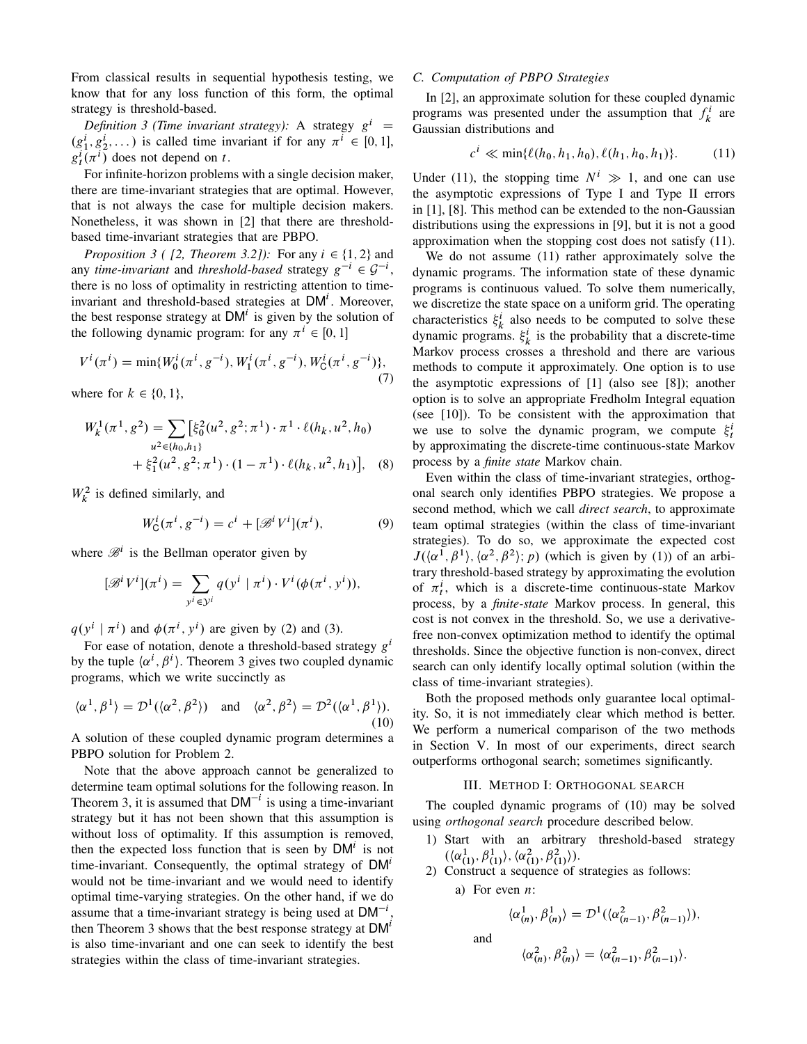From classical results in sequential hypothesis testing, we know that for any loss function of this form, the optimal strategy is threshold-based.

*Definition 3 (Time invariant strategy):* A strategy $g^i = (g^i_1, g^i_2, \dots)$ is called time invariant if for any $\pi^i \in [0,1]$, $g^i_t(\pi^i)$ does not depend on $t$.

For infinite-horizon problems with a single decision maker, there are time-invariant strategies that are optimal. However, that is not always the case for multiple decision makers. Nonetheless, it was shown in [2] that there are threshold-based time-invariant strategies that are PBPO.

*Proposition 3 ( [2, Theorem 3.2]):* For any $i \in \{1,2\}$ and any *time-invariant* and *threshold-based* strategy $g^{-i} \in \mathcal{G}^{-i}$, there is no loss of optimality in restricting attention to time-invariant and threshold-based strategies at $\mathsf{DM}^i$. Moreover, the best response strategy at $\mathsf{DM}^i$ is given by the solution of the following dynamic program: for any $\pi^i \in [0,1]$

$$V^i(\pi^i) = \min\{W^i_0(\pi^i, g^{-i}), W^i_1(\pi^i, g^{-i}), W^i_{\mathsf{C}}(\pi^i, g^{-i})\}, \tag{7}$$

where for $k \in \{0,1\}$,

$$\begin{aligned} W^1_k(\pi^1, g^2) = \sum_{u^2 \in \{h_0, h_1\}} \big[ &\xi^2_0(u^2, g^2; \pi^1) \cdot \pi^1 \cdot \ell(h_k, u^2, h_0) \\ &+ \xi^2_1(u^2, g^2; \pi^1) \cdot (1 - \pi^1) \cdot \ell(h_k, u^2, h_1) \big], \end{aligned} \tag{8}$$

$W^2_k$ is defined similarly, and

$$W^i_{\mathsf{C}}(\pi^i, g^{-i}) = c^i + [\mathscr{B}^i V^i](\pi^i), \tag{9}$$

where $\mathscr{B}^i$ is the Bellman operator given by

$$[\mathscr{B}^i V^i](\pi^i) = \sum_{y^i \in \mathcal{Y}^i} q(y^i \mid \pi^i) \cdot V^i(\phi(\pi^i, y^i)),$$

$q(y^i \mid \pi^i)$ and $\phi(\pi^i, y^i)$ are given by (2) and (3).

For ease of notation, denote a threshold-based strategy $g^i$ by the tuple $\langle \alpha^i, \beta^i \rangle$. Theorem 3 gives two coupled dynamic programs, which we write succinctly as

$$\langle \alpha^1, \beta^1 \rangle = \mathcal{D}^1(\langle \alpha^2, \beta^2 \rangle) \quad \text{and} \quad \langle \alpha^2, \beta^2 \rangle = \mathcal{D}^2(\langle \alpha^1, \beta^1 \rangle). \tag{10}$$

A solution of these coupled dynamic program determines a PBPO solution for Problem 2.

Note that the above approach cannot be generalized to determine team optimal solutions for the following reason. In Theorem 3, it is assumed that $\mathsf{DM}^{-i}$ is using a time-invariant strategy but it has not been shown that this assumption is without loss of optimality. If this assumption is removed, then the expected loss function that is seen by $\mathsf{DM}^i$ is not time-invariant. Consequently, the optimal strategy of $\mathsf{DM}^i$ would not be time-invariant and we would need to identify optimal time-varying strategies. On the other hand, if we do assume that a time-invariant strategy is being used at $\mathsf{DM}^{-i}$, then Theorem 3 shows that the best response strategy at $\mathsf{DM}^i$ is also time-invariant and one can seek to identify the best strategies within the class of time-invariant strategies.

### C. Computation of PBPO Strategies

In [2], an approximate solution for these coupled dynamic programs was presented under the assumption that $f^i_k$ are Gaussian distributions and

$$c^i \ll \min\{\ell(h_0, h_1, h_0), \ell(h_1, h_0, h_1)\}. \tag{11}$$

Under (11), the stopping time $N^i \gg 1$, and one can use the asymptotic expressions of Type I and Type II errors in [1], [8]. This method can be extended to the non-Gaussian distributions using the expressions in [9], but it is not a good approximation when the stopping cost does not satisfy (11).

We do not assume (11) rather approximately solve the dynamic programs. The information state of these dynamic programs is continuous valued. To solve them numerically, we discretize the state space on a uniform grid. The operating characteristics $\xi^i_k$ also needs to be computed to solve these dynamic programs. $\xi^i_k$ is the probability that a discrete-time Markov process crosses a threshold and there are various methods to compute it approximately. One option is to use the asymptotic expressions of [1] (also see [8]); another option is to solve an appropriate Fredholm Integral equation (see [10]). To be consistent with the approximation that we use to solve the dynamic program, we compute $\xi^i_t$ by approximating the discrete-time continuous-state Markov process by a *finite state* Markov chain.

Even within the class of time-invariant strategies, orthogonal search only identifies PBPO strategies. We propose a second method, which we call *direct search*, to approximate team optimal strategies (within the class of time-invariant strategies). To do so, we approximate the expected cost $J(\langle \alpha^1, \beta^1 \rangle, \langle \alpha^2, \beta^2 \rangle; p)$ (which is given by (1)) of an arbitrary threshold-based strategy by approximating the evolution of $\pi^i_t$, which is a discrete-time continuous-state Markov process, by a *finite-state* Markov process. In general, this cost is not convex in the threshold. So, we use a derivative-free non-convex optimization method to identify the optimal thresholds. Since the objective function is non-convex, direct search can only identify locally optimal solution (within the class of time-invariant strategies).

Both the proposed methods only guarantee local optimality. So, it is not immediately clear which method is better. We perform a numerical comparison of the two methods in Section V. In most of our experiments, direct search outperforms orthogonal search; sometimes significantly.

## III. Method I: Orthogonal search

The coupled dynamic programs of (10) may be solved using *orthogonal search* procedure described below.

1) Start with an arbitrary threshold-based strategy $(\langle \alpha^1_{(1)}, \beta^1_{(1)} \rangle, \langle \alpha^2_{(1)}, \beta^2_{(1)} \rangle)$.
2) Construct a sequence of strategies as follows:
   a) For even $n$:
   $$\langle \alpha^1_{(n)}, \beta^1_{(n)} \rangle = \mathcal{D}^1(\langle \alpha^2_{(n-1)}, \beta^2_{(n-1)} \rangle),$$
   and
   $$\langle \alpha^2_{(n)}, \beta^2_{(n)} \rangle = \langle \alpha^2_{(n-1)}, \beta^2_{(n-1)} \rangle.$$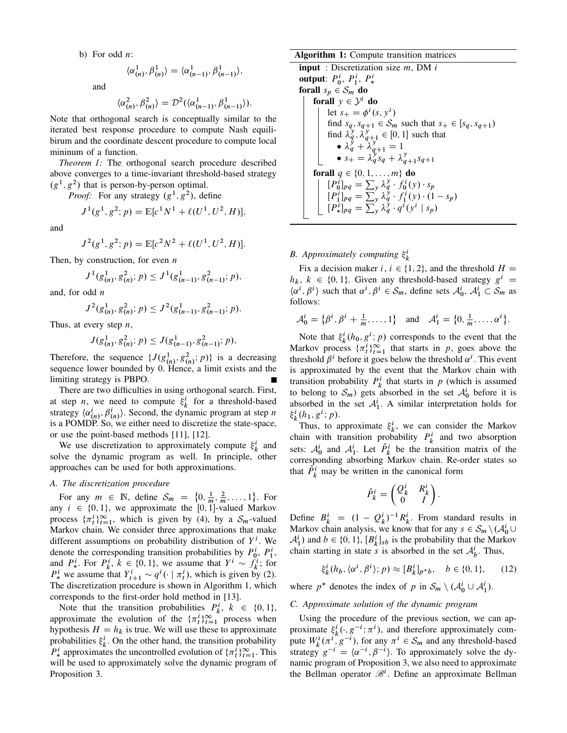b) For odd $n$:

$$\langle \alpha^1_{(n)}, \beta^1_{(n)} \rangle = \langle \alpha^1_{(n-1)}, \beta^1_{(n-1)} \rangle,$$

and

$$\langle \alpha^2_{(n)}, \beta^2_{(n)} \rangle = \mathcal{D}^2(\langle \alpha^1_{(n-1)}, \beta^1_{(n-1)} \rangle).$$

Note that orthogonal search is conceptually similar to the iterated best response procedure to compute Nash equilibirum and the coordinate descent procedure to compute local mininum of a function.

*Theorem 1:* The orthogonal search procedure described above converges to a time-invariant threshold-based strategy $(g^1, g^2)$ that is person-by-person optimal.

*Proof:* For any strategy $(g^1, g^2)$, define

$$J^1(g^1, g^2; p) = \mathbb{E}[c^1 N^1 + \ell(U^1, U^2, H)],$$

and

$$J^2(g^1, g^2; p) = \mathbb{E}[c^2 N^2 + \ell(U^1, U^2, H)].$$

Then, by construction, for even $n$

$$J^1(g^1_{(n)}, g^2_{(n)}; p) \le J^1(g^1_{(n-1)}, g^2_{(n-1)}; p),$$

and, for odd $n$

$$J^2(g^1_{(n)}, g^2_{(n)}; p) \le J^2(g^1_{(n-1)}, g^2_{(n-1)}; p).$$

Thus, at every step $n$,

$$J(g^1_{(n)}, g^2_{(n)}; p) \le J(g^1_{(n-1)}, g^2_{(n-1)}; p),$$

Therefore, the sequence $\{J(g^1_{(n)}, g^2_{(n)}; p)\}$ is a decreasing sequence lower bounded by 0. Hence, a limit exists and the limiting strategy is PBPO. ■

There are two difficulties in using orthogonal search. First, at step $n$, we need to compute $\xi^i_k$ for a threshold-based strategy $\langle \alpha^i_{(n)}, \beta^i_{(n)} \rangle$. Second, the dynamic program at step $n$ is a POMDP. So, we either need to discretize the state-space, or use the point-based methods [11], [12].

We use discretization to approximately compute $\xi^i_k$ and solve the dynamic program as well. In principle, other approaches can be used for both approximations.

### A. The discretization procedure

For any $m \in \mathbb{N}$, define $\mathcal{S}_m = \{0, \frac{1}{m}, \frac{2}{m}, \dots, 1\}$. For any $i \in \{0, 1\}$, we approximate the $[0, 1]$-valued Markov process $\{\pi^i_t\}_{t=1}^\infty$, which is given by (4), by a $\mathcal{S}_m$-valued Markov chain. We consider three approximations that make different assumptions on probability distribution of $Y^i$. We denote the corresponding transition probabilities by $P^i_0$, $P^i_1$, and $P^i_*$. For $P^i_k$, $k \in \{0, 1\}$, we assume that $Y^i \sim f^i_k$; for $P^i_*$ we assume that $Y^i_{t+1} \sim q^i(\cdot \mid \pi^i_t)$, which is given by (2). The discretization procedure is shown in Algorithm 1, which corresponds to the first-order hold method in [13].

Note that the transition probabilities $P^i_k$, $k \in \{0, 1\}$, approximate the evolution of the $\{\pi^i_t\}_{t=1}^\infty$ process when hypothesis $H = h_k$ is true. We will use these to approximate probabilities $\xi^i_k$. On the other hand, the transition probability $P^i_*$ approximates the uncontrolled evolution of $\{\pi^i_t\}_{t=1}^\infty$. This will be used to approximately solve the dynamic program of Proposition 3.

**Algorithm 1:** Compute transition matrices

```
input : Discretization size m, DM i
output: P_0^i, P_1^i, P_*^i
forall s_p ∈ S_m do
    forall y ∈ Y^i do
        let s_+ = φ^i(s, y^i)
        find s_q, s_{q+1} ∈ S_m such that s_+ ∈ [s_q, s_{q+1})
        find λ_q^y, λ_{q+1}^y ∈ [0,1] such that
            • λ_q^y + λ_{q+1}^y = 1
            • s_+ = λ_q^y s_q + λ_{q+1}^y s_{q+1}
    forall q ∈ {0, 1, ..., m} do
        [P_0^i]_{pq} = Σ_y λ_q^y · f_0^i(y) · s_p
        [P_1^i]_{pq} = Σ_y λ_q^y · f_1^i(y) · (1 − s_p)
        [P_*^i]_{pq} = Σ_y λ_q^y · q^i(y^i | s_p)
```

### B. Approximately computing $\xi^i_k$

Fix a decision maker $i$, $i \in \{1, 2\}$, and the threshold $H = h_k$, $k \in \{0, 1\}$. Given any threshold-based strategy $g^i = \langle \alpha^i, \beta^i \rangle$ such that $\alpha^i, \beta^i \in \mathcal{S}_m$, define sets $\mathcal{A}^i_0, \mathcal{A}^i_1 \subset \mathcal{S}_m$ as follows:

$$\mathcal{A}^i_0 = \{\beta^i, \beta^i + \tfrac{1}{m}, \dots, 1\} \quad \text{and} \quad \mathcal{A}^i_1 = \{0, \tfrac{1}{m}, \dots, \alpha^i\}.$$

Note that $\xi^i_k(h_0, g^i; p)$ corresponds to the event that the Markov process $\{\pi^i_t\}_{t=1}^\infty$ that starts in $p$, goes above the threshold $\beta^i$ before it goes below the threshold $\alpha^i$. This event is approximated by the event that the Markov chain with transition probability $P^i_k$ that starts in $p$ (which is assumed to belong to $\mathcal{S}_m$) gets absorbed in the set $\mathcal{A}^i_0$ before it is absorbed in the set $\mathcal{A}^i_1$. A similar interpretation holds for $\xi^i_k(h_1, g^i; p)$.

Thus, to approximate $\xi^i_k$, we can consider the Markov chain with transition probability $P^i_k$ and two absorption sets: $\mathcal{A}^i_0$ and $\mathcal{A}^i_1$. Let $\hat{P}^i_k$ be the transition matrix of the corresponding absorbing Markov chain. Re-order states so that $\hat{P}^i_k$ may be written in the canonical form

$$\hat{P}^i_k = \begin{pmatrix} Q^i_k & R^i_k \\ 0 & I \end{pmatrix}.$$

Define $B^i_k = (1 - Q^i_k)^{-1} R^i_k$. From standard results in Markov chain analysis, we know that for any $s \in \mathcal{S}_m \setminus (\mathcal{A}^i_0 \cup \mathcal{A}^i_1)$ and $b \in \{0, 1\}$, $[B^i_k]_{sb}$ is the probability that the Markov chain starting in state $s$ is absorbed in the set $\mathcal{A}^i_b$. Thus,

$$\xi^i_k(h_b, \langle \alpha^i, \beta^i \rangle; p) \approx [B^i_k]_{p^* b}, \quad b \in \{0, 1\}, \tag{12}$$

where $p^*$ denotes the index of $p$ in $\mathcal{S}_m \setminus (\mathcal{A}^i_0 \cup \mathcal{A}^i_1)$.

### C. Approximate solution of the dynamic program

Using the procedure of the previous section, we can approximate $\xi^i_k(\cdot, g^{-i}; \pi^i)$, and therefore approximately compute $W^i_k(\pi^i, g^{-i})$, for any $\pi^i \in \mathcal{S}_m$ and any threshold-based strategy $g^{-i} = \langle \alpha^{-i}, \beta^{-i} \rangle$. To approximately solve the dynamic program of Proposition 3, we also need to approximate the Bellman operator $\mathscr{B}^i$. Define an approximate Bellman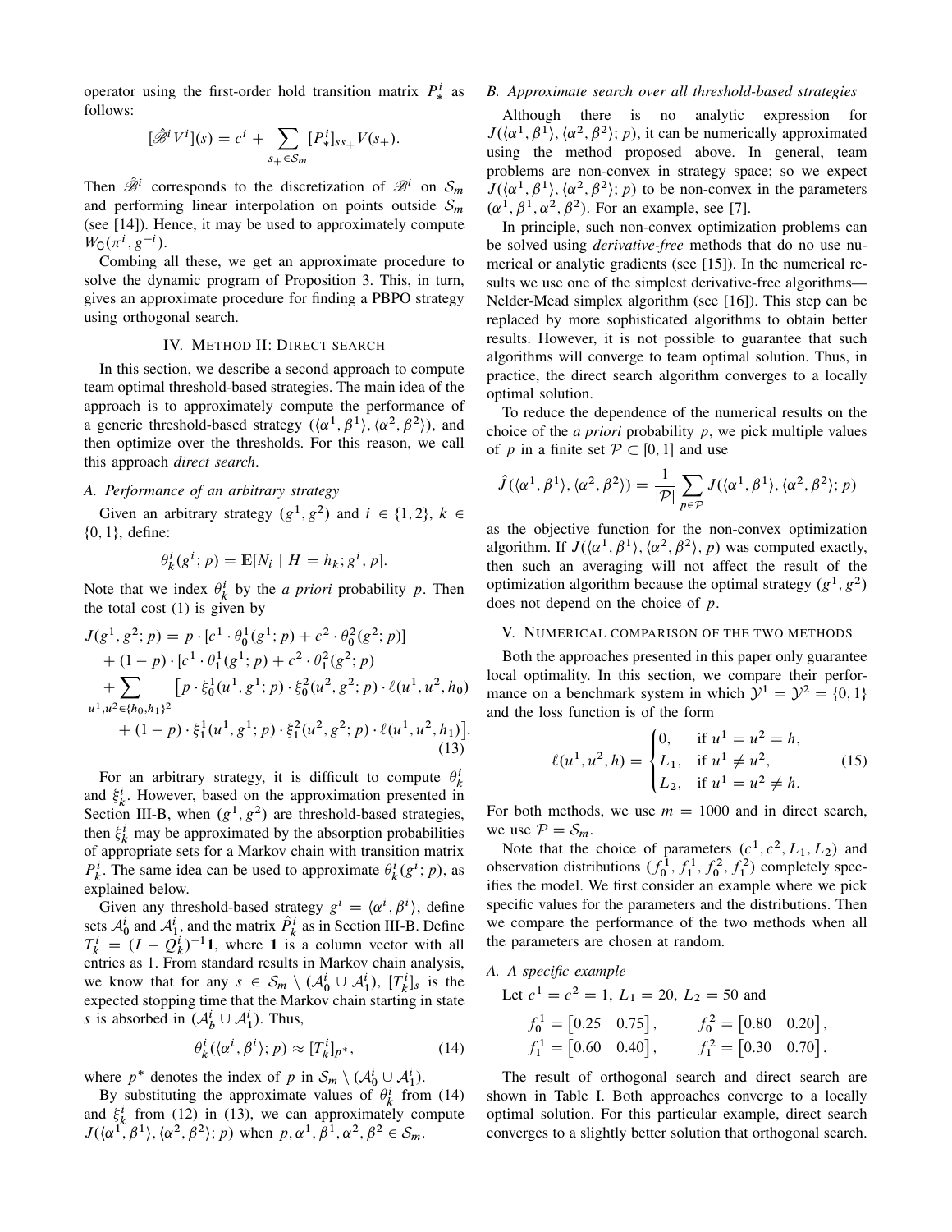operator using the first-order hold transition matrix $P_*^i$ as follows:

$$[\hat{\mathscr{B}}^i V^i](s) = c^i + \sum_{s_+ \in \mathcal{S}_m} [P_*^i]_{ss_+} V(s_+).$$

Then $\hat{\mathscr{B}}^i$ corresponds to the discretization of $\mathscr{B}^i$ on $\mathcal{S}_m$ and performing linear interpolation on points outside $\mathcal{S}_m$ (see [14]). Hence, it may be used to approximately compute $W_\mathsf{C}(\pi^i, g^{-i})$.

Combing all these, we get an approximate procedure to solve the dynamic program of Proposition 3. This, in turn, gives an approximate procedure for finding a PBPO strategy using orthogonal search.

## IV. Method II: Direct search

In this section, we describe a second approach to compute team optimal threshold-based strategies. The main idea of the approach is to approximately compute the performance of a generic threshold-based strategy $(\langle\alpha^1, \beta^1\rangle, \langle\alpha^2, \beta^2\rangle)$, and then optimize over the thresholds. For this reason, we call this approach *direct search*.

### A. Performance of an arbitrary strategy

Given an arbitrary strategy $(g^1, g^2)$ and $i \in \{1, 2\}$, $k \in \{0, 1\}$, define:

$$\theta_k^i(g^i; p) = \mathbb{E}[N_i \mid H = h_k; g^i, p].$$

Note that we index $\theta_k^i$ by the *a priori* probability $p$. Then the total cost (1) is given by

$$\begin{aligned}
J(g^1, g^2; p) &= p \cdot [c^1 \cdot \theta_0^1(g^1; p) + c^2 \cdot \theta_0^2(g^2; p)] \\
&+ (1-p) \cdot [c^1 \cdot \theta_1^1(g^1; p) + c^2 \cdot \theta_1^2(g^2; p) \\
&+ \sum_{u^1, u^2 \in \{h_0, h_1\}^2} \big[p \cdot \xi_0^1(u^1, g^1; p) \cdot \xi_0^2(u^2, g^2; p) \cdot \ell(u^1, u^2, h_0) \\
&+ (1-p) \cdot \xi_1^1(u^1, g^1; p) \cdot \xi_1^2(u^2, g^2; p) \cdot \ell(u^1, u^2, h_1)\big].
\end{aligned} \tag{13}$$

For an arbitrary strategy, it is difficult to compute $\theta_k^i$ and $\xi_k^i$. However, based on the approximation presented in Section III-B, when $(g^1, g^2)$ are threshold-based strategies, then $\xi_k^i$ may be approximated by the absorption probabilities of appropriate sets for a Markov chain with transition matrix $P_k^i$. The same idea can be used to approximate $\theta_k^i(g^i; p)$, as explained below.

Given any threshold-based strategy $g^i = \langle\alpha^i, \beta^i\rangle$, define sets $\mathcal{A}_0^i$ and $\mathcal{A}_1^i$, and the matrix $\hat{P}_k^i$ as in Section III-B. Define $T_k^i = (I - Q_k^i)^{-1}\mathbf{1}$, where $\mathbf{1}$ is a column vector with all entries as 1. From standard results in Markov chain analysis, we know that for any $s \in \mathcal{S}_m \setminus (\mathcal{A}_0^i \cup \mathcal{A}_1^i)$, $[T_k^i]_s$ is the expected stopping time that the Markov chain starting in state $s$ is absorbed in $(\mathcal{A}_b^i \cup \mathcal{A}_1^i)$. Thus,

$$\theta_k^i(\langle\alpha^i, \beta^i\rangle; p) \approx [T_k^i]_{p^*}, \tag{14}$$

where $p^*$ denotes the index of $p$ in $\mathcal{S}_m \setminus (\mathcal{A}_0^i \cup \mathcal{A}_1^i)$.

By substituting the approximate values of $\theta_k^i$ from (14) and $\xi_k^i$ from (12) in (13), we can approximately compute $J(\langle\alpha^1, \beta^1\rangle, \langle\alpha^2, \beta^2\rangle; p)$ when $p, \alpha^1, \beta^1, \alpha^2, \beta^2 \in \mathcal{S}_m$.

### B. Approximate search over all threshold-based strategies

Although there is no analytic expression for $J(\langle\alpha^1, \beta^1\rangle, \langle\alpha^2, \beta^2\rangle; p)$, it can be numerically approximated using the method proposed above. In general, team problems are non-convex in strategy space; so we expect $J(\langle\alpha^1, \beta^1\rangle, \langle\alpha^2, \beta^2\rangle; p)$ to be non-convex in the parameters $(\alpha^1, \beta^1, \alpha^2, \beta^2)$. For an example, see [7].

In principle, such non-convex optimization problems can be solved using *derivative-free* methods that do no use numerical or analytic gradients (see [15]). In the numerical results we use one of the simplest derivative-free algorithms—Nelder-Mead simplex algorithm (see [16]). This step can be replaced by more sophisticated algorithms to obtain better results. However, it is not possible to guarantee that such algorithms will converge to team optimal solution. Thus, in practice, the direct search algorithm converges to a locally optimal solution.

To reduce the dependence of the numerical results on the choice of the *a priori* probability $p$, we pick multiple values of $p$ in a finite set $\mathcal{P} \subset [0, 1]$ and use

$$\hat{J}(\langle\alpha^1, \beta^1\rangle, \langle\alpha^2, \beta^2\rangle) = \frac{1}{|\mathcal{P}|} \sum_{p \in \mathcal{P}} J(\langle\alpha^1, \beta^1\rangle, \langle\alpha^2, \beta^2\rangle; p)$$

as the objective function for the non-convex optimization algorithm. If $J(\langle\alpha^1, \beta^1\rangle, \langle\alpha^2, \beta^2\rangle, p)$ was computed exactly, then such an averaging will not affect the result of the optimization algorithm because the optimal strategy $(g^1, g^2)$ does not depend on the choice of $p$.

## V. Numerical comparison of the two methods

Both the approaches presented in this paper only guarantee local optimality. In this section, we compare their performance on a benchmark system in which $\mathcal{Y}^1 = \mathcal{Y}^2 = \{0, 1\}$ and the loss function is of the form

$$\ell(u^1, u^2, h) = \begin{cases} 0, & \text{if } u^1 = u^2 = h, \\ L_1, & \text{if } u^1 \neq u^2, \\ L_2, & \text{if } u^1 = u^2 \neq h. \end{cases} \tag{15}$$

For both methods, we use $m = 1000$ and in direct search, we use $\mathcal{P} = \mathcal{S}_m$.

Note that the choice of parameters $(c^1, c^2, L_1, L_2)$ and observation distributions $(f_0^1, f_1^1, f_0^2, f_1^2)$ completely specifies the model. We first consider an example where we pick specific values for the parameters and the distributions. Then we compare the performance of the two methods when all the parameters are chosen at random.

### A. A specific example

Let $c^1 = c^2 = 1$, $L_1 = 20$, $L_2 = 50$ and

$$f_0^1 = \begin{bmatrix}0.25 & 0.75\end{bmatrix}, \qquad f_0^2 = \begin{bmatrix}0.80 & 0.20\end{bmatrix},$$
$$f_1^1 = \begin{bmatrix}0.60 & 0.40\end{bmatrix}, \qquad f_1^2 = \begin{bmatrix}0.30 & 0.70\end{bmatrix}.$$

The result of orthogonal search and direct search are shown in Table I. Both approaches converge to a locally optimal solution. For this particular example, direct search converges to a slightly better solution that orthogonal search.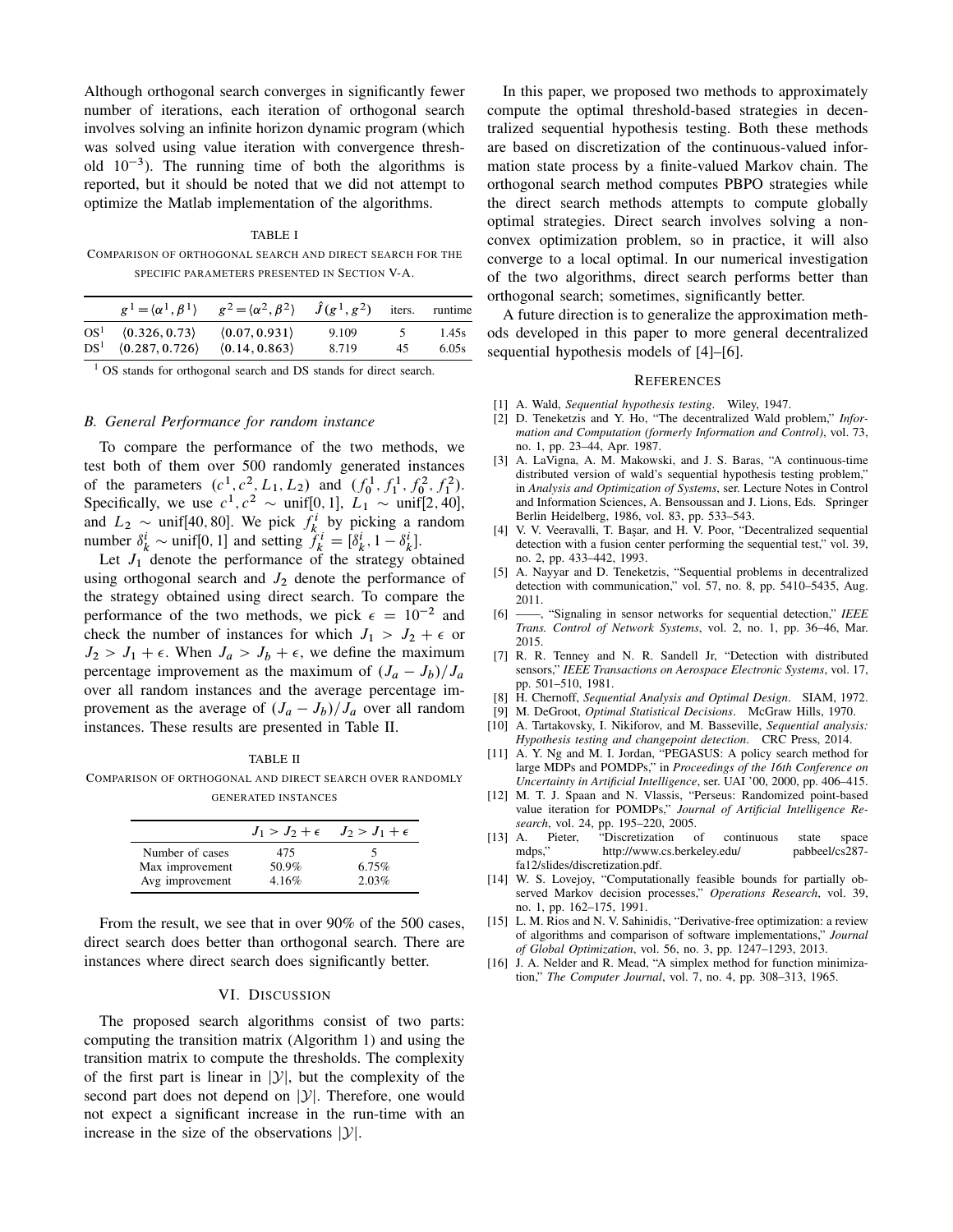Although orthogonal search converges in significantly fewer number of iterations, each iteration of orthogonal search involves solving an infinite horizon dynamic program (which was solved using value iteration with convergence threshold $10^{-3}$). The running time of both the algorithms is reported, but it should be noted that we did not attempt to optimize the Matlab implementation of the algorithms.

TABLE I

COMPARISON OF ORTHOGONAL SEARCH AND DIRECT SEARCH FOR THE SPECIFIC PARAMETERS PRESENTED IN SECTION V-A.

| | $g^1 = \langle \alpha^1, \beta^1 \rangle$ | $g^2 = \langle \alpha^2, \beta^2 \rangle$ | $\hat{J}(g^1, g^2)$ | iters. | runtime |
|---|---|---|---|---|---|
| OS[1] | $\langle 0.326, 0.73 \rangle$ | $\langle 0.07, 0.931 \rangle$ | 9.109 | 5 | 1.45s |
| DS[1] | $\langle 0.287, 0.726 \rangle$ | $\langle 0.14, 0.863 \rangle$ | 8.719 | 45 | 6.05s |

[1] OS stands for orthogonal search and DS stands for direct search.

### B. General Performance for random instance

To compare the performance of the two methods, we test both of them over 500 randomly generated instances of the parameters $(c^1, c^2, L_1, L_2)$ and $(f_0^1, f_1^1, f_0^2, f_1^2)$. Specifically, we use $c^1, c^2 \sim \text{unif}[0, 1]$, $L_1 \sim \text{unif}[2, 40]$, and $L_2 \sim \text{unif}[40, 80]$. We pick $f_k^i$ by picking a random number $\delta_k^i \sim \text{unif}[0, 1]$ and setting $f_k^i = [\delta_k^i, 1 - \delta_k^i]$.

Let $J_1$ denote the performance of the strategy obtained using orthogonal search and $J_2$ denote the performance of the strategy obtained using direct search. To compare the performance of the two methods, we pick $\epsilon = 10^{-2}$ and check the number of instances for which $J_1 > J_2 + \epsilon$ or $J_2 > J_1 + \epsilon$. When $J_a > J_b + \epsilon$, we define the maximum percentage improvement as the maximum of $(J_a - J_b)/J_a$ over all random instances and the average percentage improvement as the average of $(J_a - J_b)/J_a$ over all random instances. These results are presented in Table II.

TABLE II

COMPARISON OF ORTHOGONAL AND DIRECT SEARCH OVER RANDOMLY GENERATED INSTANCES

| | $J_1 > J_2 + \epsilon$ | $J_2 > J_1 + \epsilon$ |
|---|---|---|
| Number of cases | 475 | 5 |
| Max improvement | 50.9% | 6.75% |
| Avg improvement | 4.16% | 2.03% |

From the result, we see that in over 90% of the 500 cases, direct search does better than orthogonal search. There are instances where direct search does significantly better.

## VI. Discussion

The proposed search algorithms consist of two parts: computing the transition matrix (Algorithm 1) and using the transition matrix to compute the thresholds. The complexity of the first part is linear in $|\mathcal{Y}|$, but the complexity of the second part does not depend on $|\mathcal{Y}|$. Therefore, one would not expect a significant increase in the run-time with an increase in the size of the observations $|\mathcal{Y}|$.

In this paper, we proposed two methods to approximately compute the optimal threshold-based strategies in decentralized sequential hypothesis testing. Both these methods are based on discretization of the continuous-valued information state process by a finite-valued Markov chain. The orthogonal search method computes PBPO strategies while the direct search methods attempts to compute globally optimal strategies. Direct search involves solving a non-convex optimization problem, so in practice, it will also converge to a local optimal. In our numerical investigation of the two algorithms, direct search performs better than orthogonal search; sometimes, significantly better.

A future direction is to generalize the approximation methods developed in this paper to more general decentralized sequential hypothesis models of [4]–[6].

## References

[1] A. Wald, *Sequential hypothesis testing*. Wiley, 1947.

[2] D. Teneketzis and Y. Ho, "The decentralized Wald problem," *Information and Computation (formerly Information and Control)*, vol. 73, no. 1, pp. 23–44, Apr. 1987.

[3] A. LaVigna, A. M. Makowski, and J. S. Baras, "A continuous-time distributed version of wald's sequential hypothesis testing problem," in *Analysis and Optimization of Systems*, ser. Lecture Notes in Control and Information Sciences, A. Bensoussan and J. Lions, Eds. Springer Berlin Heidelberg, 1986, vol. 83, pp. 533–543.

[4] V. V. Veeravalli, T. Başar, and H. V. Poor, "Decentralized sequential detection with a fusion center performing the sequential test," vol. 39, no. 2, pp. 433–442, 1993.

[5] A. Nayyar and D. Teneketzis, "Sequential problems in decentralized detection with communication," vol. 57, no. 8, pp. 5410–5435, Aug. 2011.

[6] ——, "Signaling in sensor networks for sequential detection," *IEEE Trans. Control of Network Systems*, vol. 2, no. 1, pp. 36–46, Mar. 2015.

[7] R. R. Tenney and N. R. Sandell Jr, "Detection with distributed sensors," *IEEE Transactions on Aerospace Electronic Systems*, vol. 17, pp. 501–510, 1981.

[8] H. Chernoff, *Sequential Analysis and Optimal Design*. SIAM, 1972.

[9] M. DeGroot, *Optimal Statistical Decisions*. McGraw Hills, 1970.

[10] A. Tartakovsky, I. Nikiforov, and M. Basseville, *Sequential analysis: Hypothesis testing and changepoint detection*. CRC Press, 2014.

[11] A. Y. Ng and M. I. Jordan, "PEGASUS: A policy search method for large MDPs and POMDPs," in *Proceedings of the 16th Conference on Uncertainty in Artificial Intelligence*, ser. UAI '00, 2000, pp. 406–415.

[12] M. T. J. Spaan and N. Vlassis, "Perseus: Randomized point-based value iteration for POMDPs," *Journal of Artificial Intelligence Research*, vol. 24, pp. 195–220, 2005.

[13] A. Pieter, "Discretization of continuous state space mdps," http://www.cs.berkeley.edu/ pabbeel/cs287-fa12/slides/discretization.pdf.

[14] W. S. Lovejoy, "Computationally feasible bounds for partially observed Markov decision processes," *Operations Research*, vol. 39, no. 1, pp. 162–175, 1991.

[15] L. M. Rios and N. V. Sahinidis, "Derivative-free optimization: a review of algorithms and comparison of software implementations," *Journal of Global Optimization*, vol. 56, no. 3, pp. 1247–1293, 2013.

[16] J. A. Nelder and R. Mead, "A simplex method for function minimization," *The Computer Journal*, vol. 7, no. 4, pp. 308–313, 1965.